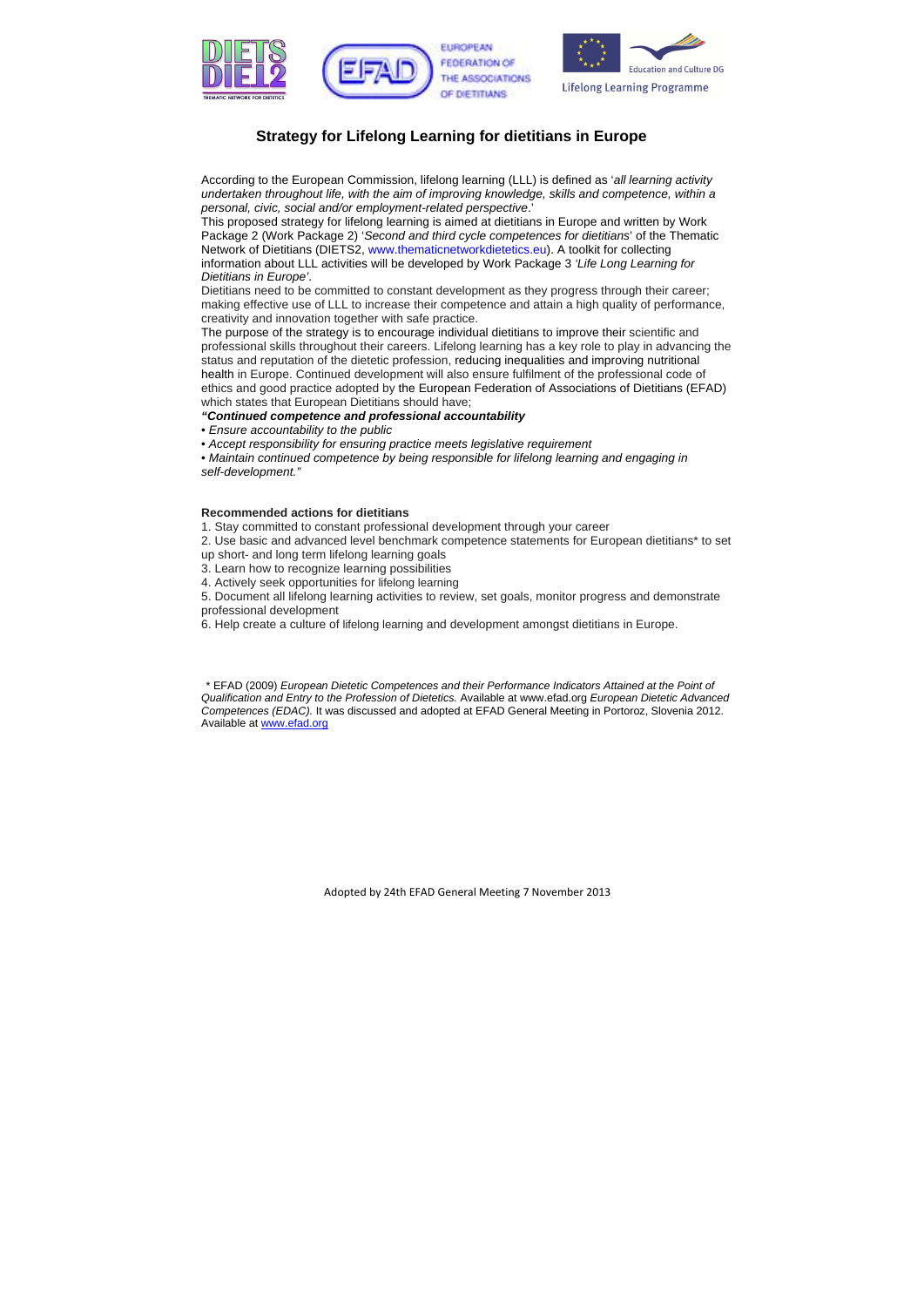# Strategy for Lifelong Learning for dietitians in Europe

According to the European Commission, lifelong learning (LLL) is defined as '*all learning activity undertaken throughout life, with the aim of improving knowledge, skills and competence, within a personal, civic, social and/or employment-related perspective*.'

This proposed strategy for lifelong learning is aimed at dietitians in Europe and written by Work Package 2 (Work Package 2) '*Second and third cycle competences for dietitians*' of the Thematic Network of Dietitians (DIETS2, www.thematicnetworkdietetics.eu). A toolkit for collecting information about LLL activities will be developed by Work Package 3 *'Life Long Learning for Dietitians in Europe'*.

Dietitians need to be committed to constant development as they progress through their career; making effective use of LLL to increase their competence and attain a high quality of performance, creativity and innovation together with safe practice.

The purpose of the strategy is to encourage individual dietitians to improve their scientific and professional skills throughout their careers. Lifelong learning has a key role to play in advancing the status and reputation of the dietetic profession, reducing inequalities and improving nutritional health in Europe. Continued development will also ensure fulfilment of the professional code of ethics and good practice adopted by the European Federation of Associations of Dietitians (EFAD) which states that European Dietitians should have;

***"Continued competence and professional accountability***

- *Ensure accountability to the public*
- *Accept responsibility for ensuring practice meets legislative requirement*
- *Maintain continued competence by being responsible for lifelong learning and engaging in self-development."*

**Recommended actions for dietitians**

1. Stay committed to constant professional development through your career
2. Use basic and advanced level benchmark competence statements for European dietitians* to set up short- and long term lifelong learning goals
3. Learn how to recognize learning possibilities
4. Actively seek opportunities for lifelong learning
5. Document all lifelong learning activities to review, set goals, monitor progress and demonstrate professional development
6. Help create a culture of lifelong learning and development amongst dietitians in Europe.

\* EFAD (2009) *European Dietetic Competences and their Performance Indicators Attained at the Point of Qualification and Entry to the Profession of Dietetics.* Available at www.efad.org *European Dietetic Advanced Competences (EDAC).* It was discussed and adopted at EFAD General Meeting in Portoroz, Slovenia 2012. Available at www.efad.org

Adopted by 24th EFAD General Meeting 7 November 2013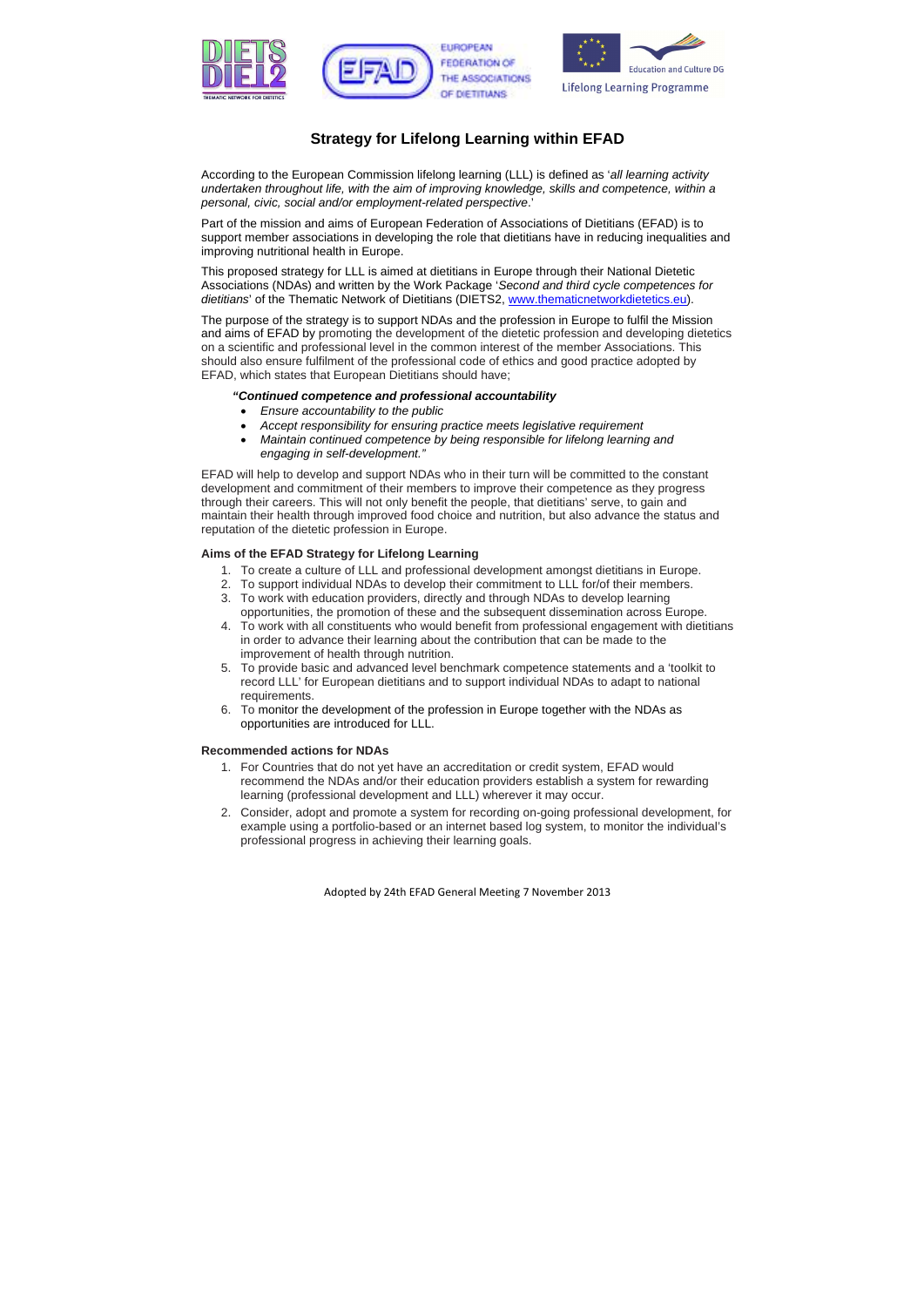# Strategy for Lifelong Learning within EFAD

According to the European Commission lifelong learning (LLL) is defined as '*all learning activity undertaken throughout life, with the aim of improving knowledge, skills and competence, within a personal, civic, social and/or employment-related perspective*.'

Part of the mission and aims of European Federation of Associations of Dietitians (EFAD) is to support member associations in developing the role that dietitians have in reducing inequalities and improving nutritional health in Europe.

This proposed strategy for LLL is aimed at dietitians in Europe through their National Dietetic Associations (NDAs) and written by the Work Package '*Second and third cycle competences for dietitians*' of the Thematic Network of Dietitians (DIETS2, www.thematicnetworkdietetics.eu).

The purpose of the strategy is to support NDAs and the profession in Europe to fulfil the Mission and aims of EFAD by promoting the development of the dietetic profession and developing dietetics on a scientific and professional level in the common interest of the member Associations. This should also ensure fulfilment of the professional code of ethics and good practice adopted by EFAD, which states that European Dietitians should have;

***"Continued competence and professional accountability***

- *Ensure accountability to the public*
- *Accept responsibility for ensuring practice meets legislative requirement*
- *Maintain continued competence by being responsible for lifelong learning and engaging in self-development."*

EFAD will help to develop and support NDAs who in their turn will be committed to the constant development and commitment of their members to improve their competence as they progress through their careers. This will not only benefit the people, that dietitians' serve, to gain and maintain their health through improved food choice and nutrition, but also advance the status and reputation of the dietetic profession in Europe.

### Aims of the EFAD Strategy for Lifelong Learning

1. To create a culture of LLL and professional development amongst dietitians in Europe.
2. To support individual NDAs to develop their commitment to LLL for/of their members.
3. To work with education providers, directly and through NDAs to develop learning opportunities, the promotion of these and the subsequent dissemination across Europe.
4. To work with all constituents who would benefit from professional engagement with dietitians in order to advance their learning about the contribution that can be made to the improvement of health through nutrition.
5. To provide basic and advanced level benchmark competence statements and a 'toolkit to record LLL' for European dietitians and to support individual NDAs to adapt to national requirements.
6. To monitor the development of the profession in Europe together with the NDAs as opportunities are introduced for LLL.

### Recommended actions for NDAs

1. For Countries that do not yet have an accreditation or credit system, EFAD would recommend the NDAs and/or their education providers establish a system for rewarding learning (professional development and LLL) wherever it may occur.
2. Consider, adopt and promote a system for recording on-going professional development, for example using a portfolio-based or an internet based log system, to monitor the individual's professional progress in achieving their learning goals.

Adopted by 24th EFAD General Meeting 7 November 2013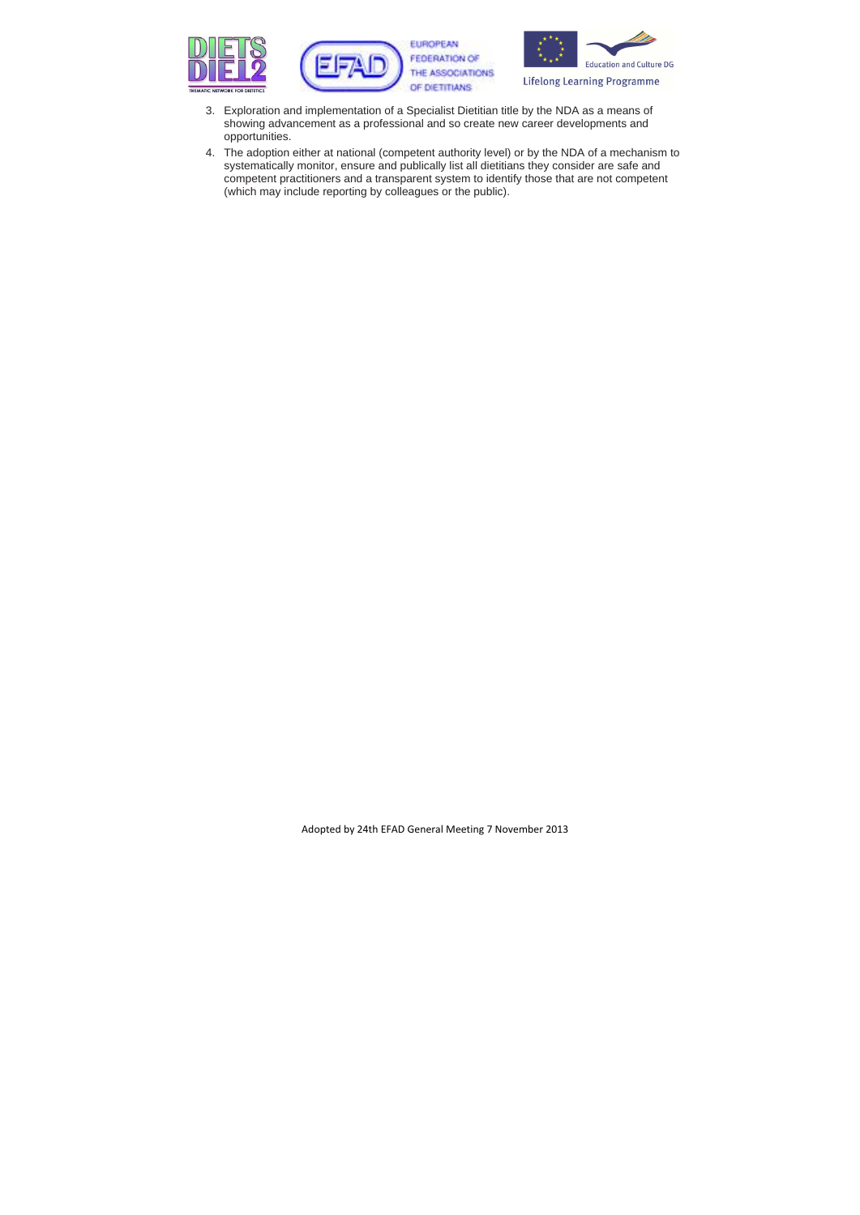3. Exploration and implementation of a Specialist Dietitian title by the NDA as a means of showing advancement as a professional and so create new career developments and opportunities.
4. The adoption either at national (competent authority level) or by the NDA of a mechanism to systematically monitor, ensure and publically list all dietitians they consider are safe and competent practitioners and a transparent system to identify those that are not competent (which may include reporting by colleagues or the public).

Adopted by 24th EFAD General Meeting 7 November 2013